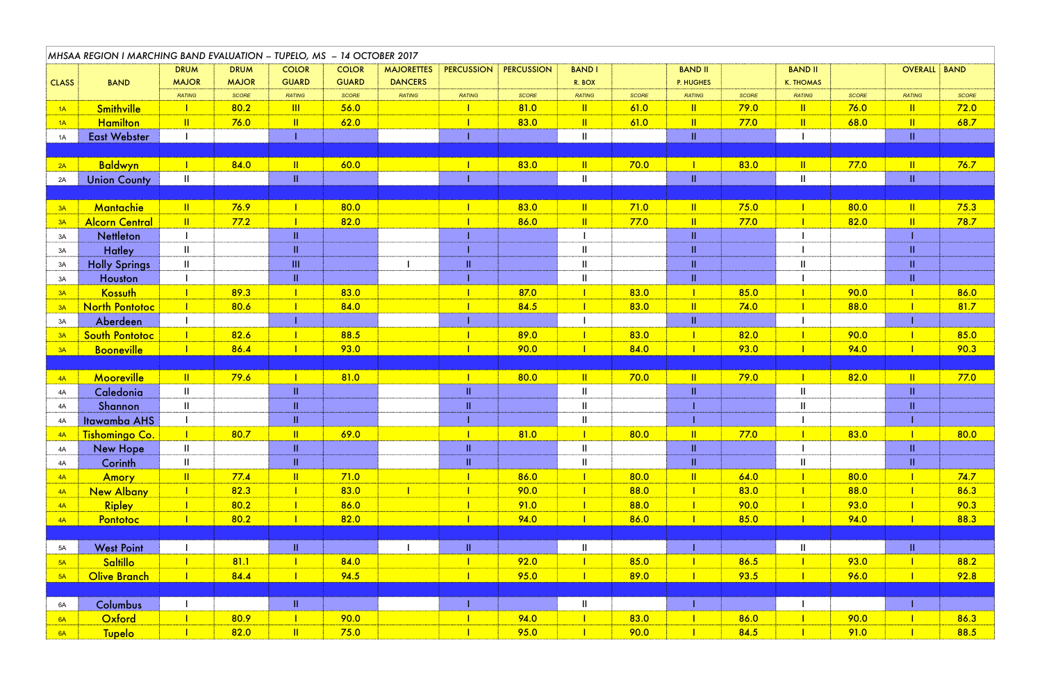MHSAA REGION I MARCHING BAND EVALUATION – TUPELO, MS – 14 OCTOBER 2017

| CLASS | BAND | DRUM MAJOR | DRUM MAJOR | COLOR GUARD | COLOR GUARD | MAJORETTES DANCERS | PERCUSSION | PERCUSSION | BAND I R. BOX | | BAND II P. HUGHES | | BAND II K. THOMAS | | OVERALL | BAND |
|---|---|---|---|---|---|---|---|---|---|---|---|---|---|---|---|---|
| | | RATING | SCORE | RATING | SCORE | RATING | RATING | SCORE | RATING | SCORE | RATING | SCORE | RATING | SCORE | RATING | SCORE |
| 1A | Smithville | I | 80.2 | III | 56.0 | | I | 81.0 | II | 61.0 | II | 79.0 | II | 76.0 | II | 72.0 |
| 1A | Hamilton | II | 76.0 | II | 62.0 | | I | 83.0 | II | 61.0 | II | 77.0 | II | 68.0 | II | 68.7 |
| 1A | East Webster | I | | I | | | I | | II | | II | | I | | II | |
| | | | | | | | | | | | | | | | | |
| 2A | Baldwyn | I | 84.0 | II | 60.0 | | I | 83.0 | II | 70.0 | I | 83.0 | II | 77.0 | II | 76.7 |
| 2A | Union County | II | | II | | | I | | II | | II | | II | | II | |
| | | | | | | | | | | | | | | | | |
| 3A | Mantachie | II | 76.9 | I | 80.0 | | I | 83.0 | II | 71.0 | II | 75.0 | I | 80.0 | II | 75.3 |
| 3A | Alcorn Central | II | 77.2 | I | 82.0 | | I | 86.0 | II | 77.0 | II | 77.0 | I | 82.0 | II | 78.7 |
| 3A | Nettleton | I | | II | | | I | | I | | II | | I | | I | |
| 3A | Hatley | II | | II | | | I | | II | | II | | I | | II | |
| 3A | Holly Springs | II | | III | | I | II | | II | | II | | II | | II | |
| 3A | Houston | I | | II | | | I | | II | | II | | I | | II | |
| 3A | Kossuth | I | 89.3 | I | 83.0 | | I | 87.0 | I | 83.0 | I | 85.0 | I | 90.0 | I | 86.0 |
| 3A | North Pontotoc | I | 80.6 | I | 84.0 | | I | 84.5 | I | 83.0 | II | 74.0 | I | 88.0 | I | 81.7 |
| 3A | Aberdeen | I | | I | | | I | | I | | II | | I | | I | |
| 3A | South Pontotoc | I | 82.6 | I | 88.5 | | I | 89.0 | I | 83.0 | I | 82.0 | I | 90.0 | I | 85.0 |
| 3A | Booneville | I | 86.4 | I | 93.0 | | I | 90.0 | I | 84.0 | I | 93.0 | I | 94.0 | I | 90.3 |
| | | | | | | | | | | | | | | | | |
| 4A | Mooreville | II | 79.6 | I | 81.0 | | I | 80.0 | II | 70.0 | II | 79.0 | I | 82.0 | II | 77.0 |
| 4A | Caledonia | II | | II | | | II | | II | | II | | II | | II | |
| 4A | Shannon | II | | II | | | II | | II | | I | | II | | II | |
| 4A | Itawamba AHS | I | | II | | | I | | II | | I | | I | | I | |
| 4A | Tishomingo Co. | I | 80.7 | II | 69.0 | | I | 81.0 | I | 80.0 | II | 77.0 | I | 83.0 | I | 80.0 |
| 4A | New Hope | II | | II | | | II | | II | | II | | I | | II | |
| 4A | Corinth | II | | II | | | II | | II | | II | | II | | II | |
| 4A | Amory | II | 77.4 | II | 71.0 | | I | 86.0 | I | 80.0 | II | 64.0 | I | 80.0 | I | 74.7 |
| 4A | New Albany | I | 82.3 | I | 83.0 | I | I | 90.0 | I | 88.0 | I | 83.0 | I | 88.0 | I | 86.3 |
| 4A | Ripley | I | 80.2 | I | 86.0 | | I | 91.0 | I | 88.0 | I | 90.0 | I | 93.0 | I | 90.3 |
| 4A | Pontotoc | I | 80.2 | I | 82.0 | | I | 94.0 | I | 86.0 | I | 85.0 | I | 94.0 | I | 88.3 |
| | | | | | | | | | | | | | | | | |
| 5A | West Point | I | | II | | I | II | | II | | I | | II | | II | |
| 5A | Saltillo | I | 81.1 | I | 84.0 | | I | 92.0 | I | 85.0 | I | 86.5 | I | 93.0 | I | 88.2 |
| 5A | Olive Branch | I | 84.4 | I | 94.5 | | I | 95.0 | I | 89.0 | I | 93.5 | I | 96.0 | I | 92.8 |
| | | | | | | | | | | | | | | | | |
| 6A | Columbus | I | | II | | | I | | II | | I | | I | | I | |
| 6A | Oxford | I | 80.9 | I | 90.0 | | I | 94.0 | I | 83.0 | I | 86.0 | I | 90.0 | I | 86.3 |
| 6A | Tupelo | I | 82.0 | II | 75.0 | | I | 95.0 | I | 90.0 | I | 84.5 | I | 91.0 | I | 88.5 |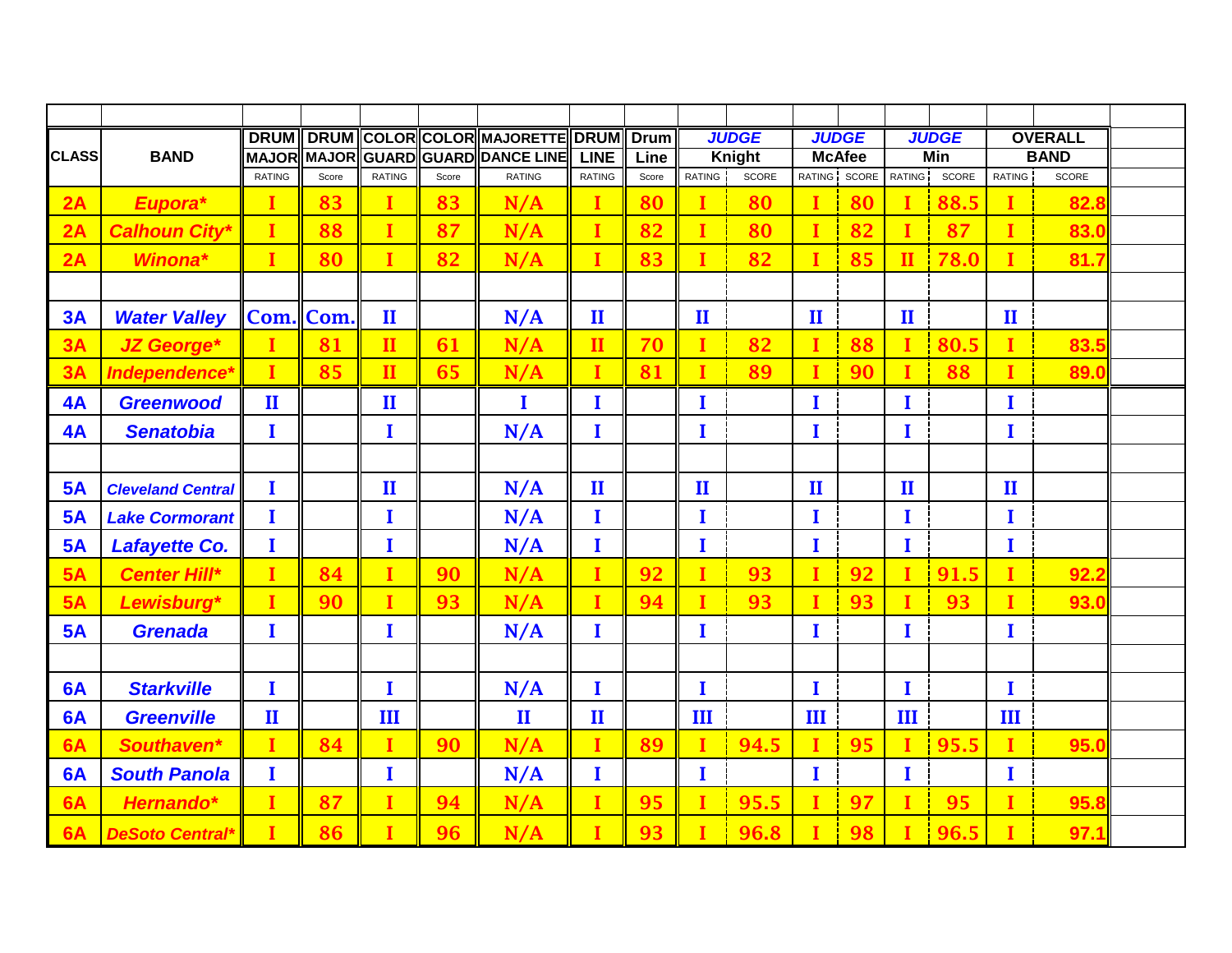| CLASS | BAND | DRUM MAJOR | DRUM MAJOR | COLOR GUARD | COLOR GUARD | MAJORETTE DANCE LINE | DRUM LINE | Drum Line | JUDGE Knight | | JUDGE McAfee | | JUDGE Min | | OVERALL BAND | |
|---|---|---|---|---|---|---|---|---|---|---|---|---|---|---|---|---|
| | | RATING | Score | RATING | Score | RATING | RATING | Score | RATING | SCORE | RATING | SCORE | RATING | SCORE | RATING | SCORE |
| 2A | Eupora* | I | 83 | I | 83 | N/A | I | 80 | I | 80 | I | 80 | I | 88.5 | I | 82.8 |
| 2A | Calhoun City* | I | 88 | I | 87 | N/A | I | 82 | I | 80 | I | 82 | I | 87 | I | 83.0 |
| 2A | Winona* | I | 80 | I | 82 | N/A | I | 83 | I | 82 | I | 85 | II | 78.0 | I | 81.7 |
| | | | | | | | | | | | | | | | | |
| 3A | Water Valley | Com. | Com. | II | | N/A | II | | II | | II | | II | | II | |
| 3A | JZ George* | I | 81 | II | 61 | N/A | II | 70 | I | 82 | I | 88 | I | 80.5 | I | 83.5 |
| 3A | Independence* | I | 85 | II | 65 | N/A | I | 81 | I | 89 | I | 90 | I | 88 | I | 89.0 |
| 4A | Greenwood | II | | II | | I | I | | I | | I | | I | | I | |
| 4A | Senatobia | I | | I | | N/A | I | | I | | I | | I | | I | |
| | | | | | | | | | | | | | | | | |
| 5A | Cleveland Central | I | | II | | N/A | II | | II | | II | | II | | II | |
| 5A | Lake Cormorant | I | | I | | N/A | I | | I | | I | | I | | I | |
| 5A | Lafayette Co. | I | | I | | N/A | I | | I | | I | | I | | I | |
| 5A | Center Hill* | I | 84 | I | 90 | N/A | I | 92 | I | 93 | I | 92 | I | 91.5 | I | 92.2 |
| 5A | Lewisburg* | I | 90 | I | 93 | N/A | I | 94 | I | 93 | I | 93 | I | 93 | I | 93.0 |
| 5A | Grenada | I | | I | | N/A | I | | I | | I | | I | | I | |
| | | | | | | | | | | | | | | | | |
| 6A | Starkville | I | | I | | N/A | I | | I | | I | | I | | I | |
| 6A | Greenville | II | | III | | II | II | | III | | III | | III | | III | |
| 6A | Southaven* | I | 84 | I | 90 | N/A | I | 89 | I | 94.5 | I | 95 | I | 95.5 | I | 95.0 |
| 6A | South Panola | I | | I | | N/A | I | | I | | I | | I | | I | |
| 6A | Hernando* | I | 87 | I | 94 | N/A | I | 95 | I | 95.5 | I | 97 | I | 95 | I | 95.8 |
| 6A | DeSoto Central* | I | 86 | I | 96 | N/A | I | 93 | I | 96.8 | I | 98 | I | 96.5 | I | 97.1 |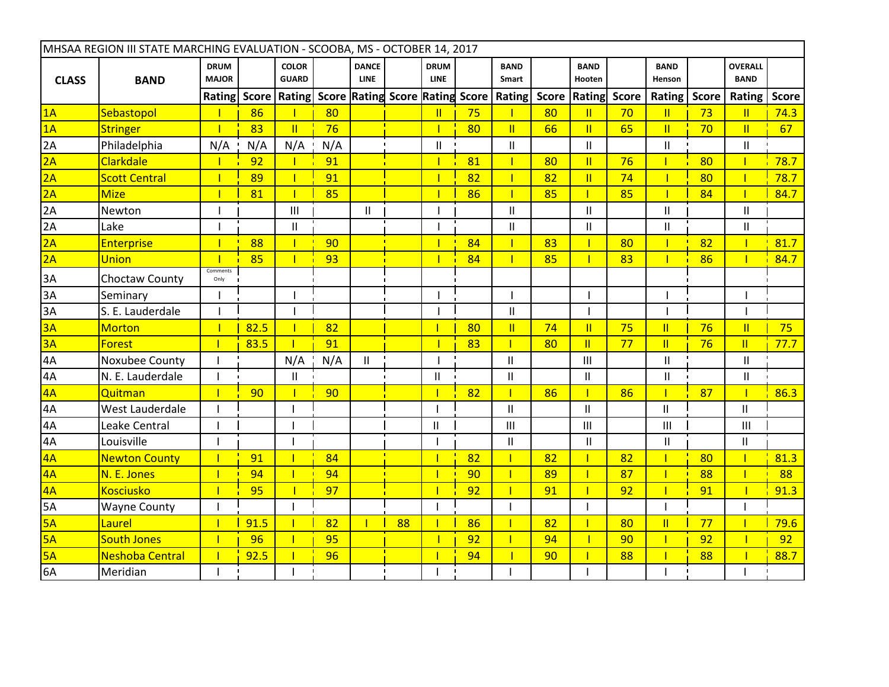| MHSAA REGION III STATE MARCHING EVALUATION - SCOOBA, MS - OCTOBER 14, 2017 | | | | | | | | | | | | | | | | | |
|---|---|---|---|---|---|---|---|---|---|---|---|---|---|---|---|---|---|
| **CLASS** | **BAND** | **DRUM MAJOR** | | **COLOR GUARD** | | **DANCE LINE** | | **DRUM LINE** | | **BAND Smart** | | **BAND Hooten** | | **BAND Henson** | | **OVERALL BAND** | |
| | | **Rating** | **Score** | **Rating** | **Score** | **Rating** | **Score** | **Rating** | **Score** | **Rating** | **Score** | **Rating** | **Score** | **Rating** | **Score** | **Rating** | **Score** |
| 1A | Sebastopol | I | 86 | I | 80 | | | II | 75 | I | 80 | II | 70 | II | 73 | II | 74.3 |
| 1A | Stringer | I | 83 | II | 76 | | | I | 80 | II | 66 | II | 65 | II | 70 | II | 67 |
| 2A | Philadelphia | N/A | N/A | N/A | N/A | | | II | | II | | II | | II | | II | |
| 2A | Clarkdale | I | 92 | I | 91 | | | I | 81 | I | 80 | II | 76 | I | 80 | I | 78.7 |
| 2A | Scott Central | I | 89 | I | 91 | | | I | 82 | I | 82 | II | 74 | I | 80 | I | 78.7 |
| 2A | Mize | I | 81 | I | 85 | | | I | 86 | I | 85 | I | 85 | I | 84 | I | 84.7 |
| 2A | Newton | I | | III | | II | | I | | II | | II | | II | | II | |
| 2A | Lake | I | | II | | | | I | | II | | II | | II | | II | |
| 2A | Enterprise | I | 88 | I | 90 | | | I | 84 | I | 83 | I | 80 | I | 82 | I | 81.7 |
| 2A | Union | I | 85 | I | 93 | | | I | 84 | I | 85 | I | 83 | I | 86 | I | 84.7 |
| 3A | Choctaw County | Comments Only | | | | | | | | | | | | | | | |
| 3A | Seminary | I | | I | | | | I | | I | | I | | I | | I | |
| 3A | S. E. Lauderdale | I | | I | | | | I | | II | | I | | I | | I | |
| 3A | Morton | I | 82.5 | I | 82 | | | I | 80 | II | 74 | II | 75 | II | 76 | II | 75 |
| 3A | Forest | I | 83.5 | I | 91 | | | I | 83 | I | 80 | II | 77 | II | 76 | II | 77.7 |
| 4A | Noxubee County | I | | N/A | N/A | II | | I | | II | | III | | II | | II | |
| 4A | N. E. Lauderdale | I | | II | | | | II | | II | | II | | II | | II | |
| 4A | Quitman | I | 90 | I | 90 | | | I | 82 | I | 86 | I | 86 | I | 87 | I | 86.3 |
| 4A | West Lauderdale | I | | I | | | | I | | II | | II | | II | | II | |
| 4A | Leake Central | I | | I | | | | II | | III | | III | | III | | III | |
| 4A | Louisville | I | | I | | | | I | | II | | II | | II | | II | |
| 4A | Newton County | I | 91 | I | 84 | | | I | 82 | I | 82 | I | 82 | I | 80 | I | 81.3 |
| 4A | N. E. Jones | I | 94 | I | 94 | | | I | 90 | I | 89 | I | 87 | I | 88 | I | 88 |
| 4A | Kosciusko | I | 95 | I | 97 | | | I | 92 | I | 91 | I | 92 | I | 91 | I | 91.3 |
| 5A | Wayne County | I | | I | | | | I | | I | | I | | I | | I | |
| 5A | Laurel | I | 91.5 | I | 82 | I | 88 | I | 86 | I | 82 | I | 80 | II | 77 | I | 79.6 |
| 5A | South Jones | I | 96 | I | 95 | | | I | 92 | I | 94 | I | 90 | I | 92 | I | 92 |
| 5A | Neshoba Central | I | 92.5 | I | 96 | | | I | 94 | I | 90 | I | 88 | I | 88 | I | 88.7 |
| 6A | Meridian | I | | I | | | | I | | I | | I | | I | | I | |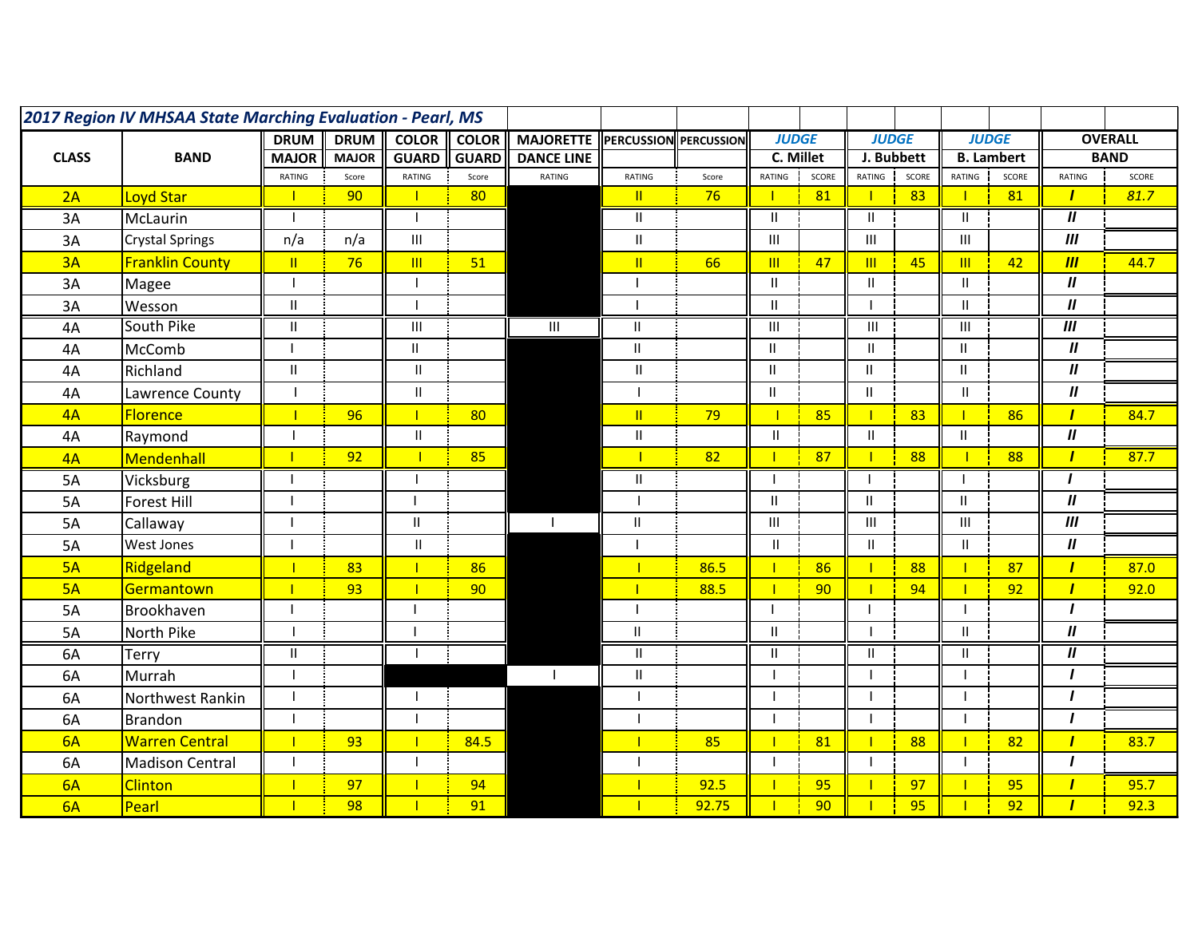| 2017 Region IV MHSAA State Marching Evaluation - Pearl, MS | | | | | | | | | | | | | | | | | |
|---|---|---|---|---|---|---|---|---|---|---|---|---|---|---|---|---|---|
| CLASS | BAND | DRUM MAJOR | DRUM MAJOR | COLOR GUARD | COLOR GUARD | MAJORETTE DANCE LINE | PERCUSSION | PERCUSSION | JUDGE C. Millet | | JUDGE J. Bubbett | | JUDGE B. Lambert | | OVERALL BAND | |
| | | RATING | Score | RATING | Score | RATING | RATING | Score | RATING | SCORE | RATING | SCORE | RATING | SCORE | RATING | SCORE |
| 2A | Loyd Star | I | 90 | I | 80 | | II | 76 | I | 81 | I | 83 | I | 81 | I | 81.7 |
| 3A | McLaurin | I | | I | | | II | | II | | II | | II | | II | |
| 3A | Crystal Springs | n/a | n/a | III | | | II | | III | | III | | III | | III | |
| 3A | Franklin County | II | 76 | III | 51 | | II | 66 | III | 47 | III | 45 | III | 42 | III | 44.7 |
| 3A | Magee | I | | I | | | I | | II | | II | | II | | II | |
| 3A | Wesson | II | | I | | | I | | II | | I | | II | | II | |
| 4A | South Pike | II | | III | | III | II | | III | | III | | III | | III | |
| 4A | McComb | I | | II | | | II | | II | | II | | II | | II | |
| 4A | Richland | II | | II | | | II | | II | | II | | II | | II | |
| 4A | Lawrence County | I | | II | | | I | | II | | II | | II | | II | |
| 4A | Florence | I | 96 | I | 80 | | II | 79 | I | 85 | I | 83 | I | 86 | I | 84.7 |
| 4A | Raymond | I | | II | | | II | | II | | II | | II | | II | |
| 4A | Mendenhall | I | 92 | I | 85 | | I | 82 | I | 87 | I | 88 | I | 88 | I | 87.7 |
| 5A | Vicksburg | I | | I | | | II | | I | | I | | I | | I | |
| 5A | Forest Hill | I | | I | | | I | | II | | II | | II | | II | |
| 5A | Callaway | I | | II | | I | II | | III | | III | | III | | III | |
| 5A | West Jones | I | | II | | | I | | II | | II | | II | | II | |
| 5A | Ridgeland | I | 83 | I | 86 | | I | 86.5 | I | 86 | I | 88 | I | 87 | I | 87.0 |
| 5A | Germantown | I | 93 | I | 90 | | I | 88.5 | I | 90 | I | 94 | I | 92 | I | 92.0 |
| 5A | Brookhaven | I | | I | | | I | | I | | I | | I | | I | |
| 5A | North Pike | I | | I | | | II | | II | | I | | II | | II | |
| 6A | Terry | II | | I | | | II | | II | | II | | II | | II | |
| 6A | Murrah | I | | | | I | II | | I | | I | | I | | I | |
| 6A | Northwest Rankin | I | | I | | | I | | I | | I | | I | | I | |
| 6A | Brandon | I | | I | | | I | | I | | I | | I | | I | |
| 6A | Warren Central | I | 93 | I | 84.5 | | I | 85 | I | 81 | I | 88 | I | 82 | I | 83.7 |
| 6A | Madison Central | I | | I | | | I | | I | | I | | I | | I | |
| 6A | Clinton | I | 97 | I | 94 | | I | 92.5 | I | 95 | I | 97 | I | 95 | I | 95.7 |
| 6A | Pearl | I | 98 | I | 91 | | I | 92.75 | I | 90 | I | 95 | I | 92 | I | 92.3 |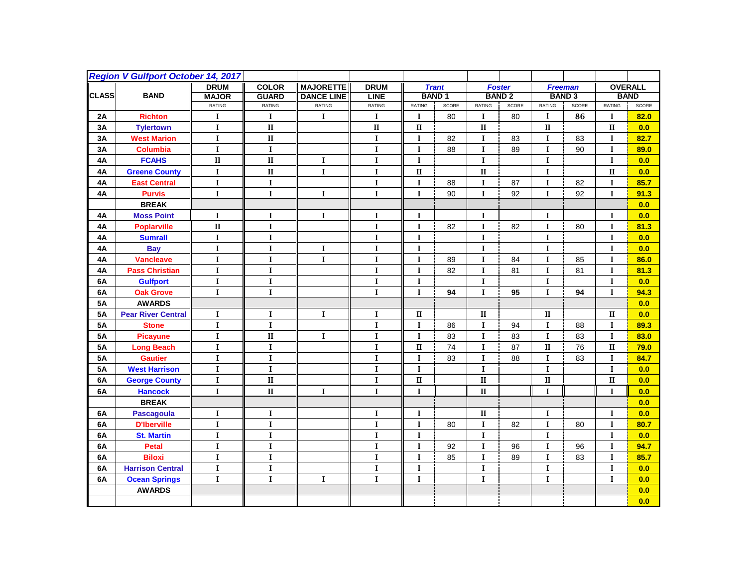| Region V Gulfport October 14, 2017 | | | | | | | | | | | | | | |
|---|---|---|---|---|---|---|---|---|---|---|---|---|---|---|
| CLASS | BAND | DRUM MAJOR | COLOR GUARD | MAJORETTE DANCE LINE | DRUM LINE | Trant BAND 1 | | Foster BAND 2 | | Freeman BAND 3 | | OVERALL BAND | |
| | | RATING | RATING | RATING | RATING | RATING | SCORE | RATING | SCORE | RATING | SCORE | RATING | SCORE |
| 2A | Richton | I | I | I | I | I | 80 | I | 80 | I | 86 | I | 82.0 |
| 3A | Tylertown | I | II | | II | II | | II | | II | | II | 0.0 |
| 3A | West Marion | I | II | | I | I | 82 | I | 83 | I | 83 | I | 82.7 |
| 3A | Columbia | I | I | | I | I | 88 | I | 89 | I | 90 | I | 89.0 |
| 4A | FCAHS | II | II | I | I | I | | I | | I | | I | 0.0 |
| 4A | Greene County | I | II | I | I | II | | II | | I | | II | 0.0 |
| 4A | East Central | I | I | | I | I | 88 | I | 87 | I | 82 | I | 85.7 |
| 4A | Purvis | I | I | I | I | I | 90 | I | 92 | I | 92 | I | 91.3 |
| | BREAK | | | | | | | | | | | | 0.0 |
| 4A | Moss Point | I | I | I | I | I | | I | | I | | I | 0.0 |
| 4A | Poplarville | II | I | | I | I | 82 | I | 82 | I | 80 | I | 81.3 |
| 4A | Sumrall | I | I | | I | I | | I | | I | | I | 0.0 |
| 4A | Bay | I | I | I | I | I | | I | | I | | I | 0.0 |
| 4A | Vancleave | I | I | I | I | I | 89 | I | 84 | I | 85 | I | 86.0 |
| 4A | Pass Christian | I | I | | I | I | 82 | I | 81 | I | 81 | I | 81.3 |
| 6A | Gulfport | I | I | | I | I | | I | | I | | I | 0.0 |
| 6A | Oak Grove | I | I | | I | I | 94 | I | 95 | I | 94 | I | 94.3 |
| 5A | AWARDS | | | | | | | | | | | | 0.0 |
| 5A | Pear River Central | I | I | I | I | II | | II | | II | | II | 0.0 |
| 5A | Stone | I | I | | I | I | 86 | I | 94 | I | 88 | I | 89.3 |
| 5A | Picayune | I | II | I | I | I | 83 | I | 83 | I | 83 | I | 83.0 |
| 5A | Long Beach | I | I | | I | II | 74 | I | 87 | II | 76 | II | 79.0 |
| 5A | Gautier | I | I | | I | I | 83 | I | 88 | I | 83 | I | 84.7 |
| 5A | West Harrison | I | I | | I | I | | I | | I | | I | 0.0 |
| 6A | George County | I | II | | I | II | | II | | II | | II | 0.0 |
| 6A | Hancock | I | II | I | I | I | | II | | I | | I | 0.0 |
| | BREAK | | | | | | | | | | | | 0.0 |
| 6A | Pascagoula | I | I | | I | I | | II | | I | | I | 0.0 |
| 6A | D'Iberville | I | I | | I | I | 80 | I | 82 | I | 80 | I | 80.7 |
| 6A | St. Martin | I | I | | I | I | | I | | I | | I | 0.0 |
| 6A | Petal | I | I | | I | I | 92 | I | 96 | I | 96 | I | 94.7 |
| 6A | Biloxi | I | I | | I | I | 85 | I | 89 | I | 83 | I | 85.7 |
| 6A | Harrison Central | I | I | | I | I | | I | | I | | I | 0.0 |
| 6A | Ocean Springs | I | I | I | I | I | | I | | I | | I | 0.0 |
| | AWARDS | | | | | | | | | | | | 0.0 |
| | | | | | | | | | | | | | 0.0 |